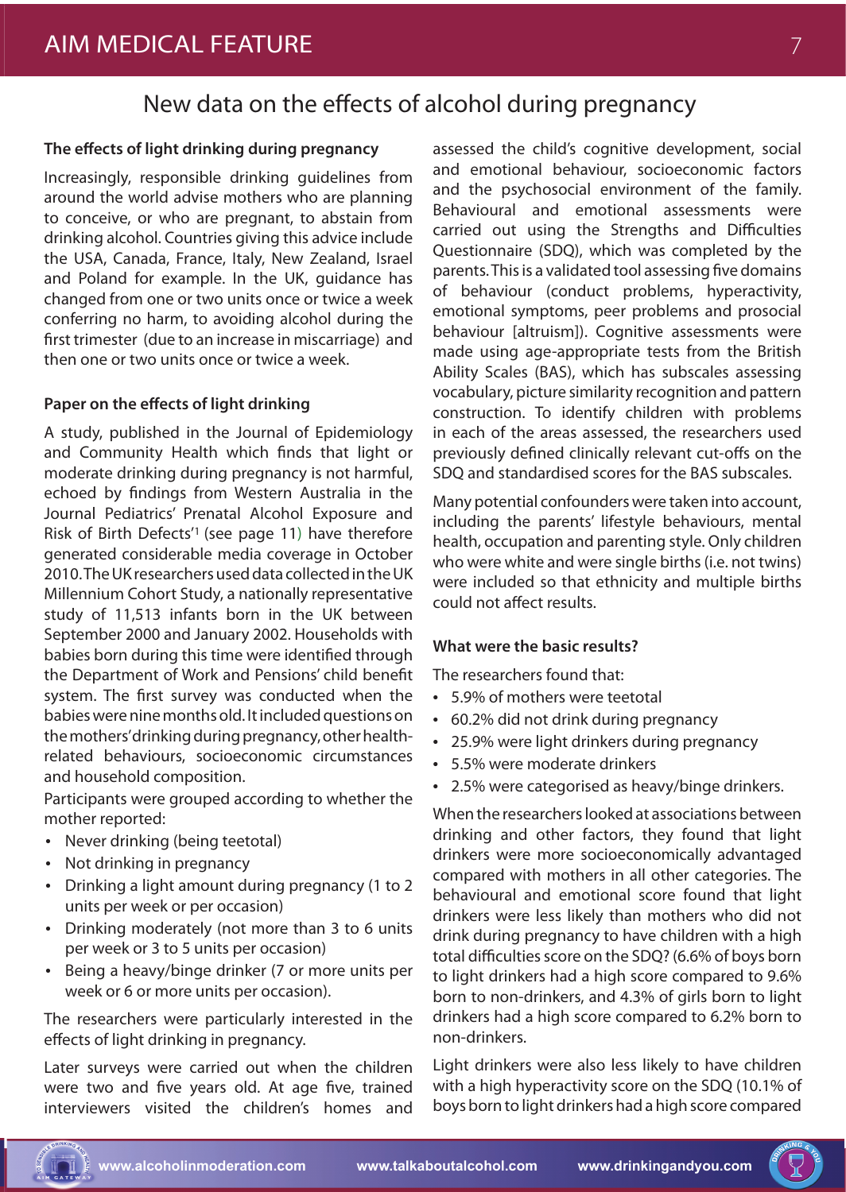# New data on the effects of alcohol during pregnancy

### The effects of light drinking during pregnancy

Increasingly, responsible drinking guidelines from around the world advise mothers who are planning to conceive, or who are pregnant, to abstain from drinking alcohol. Countries giving this advice include the USA, Canada, France, Italy, New Zealand, Israel and Poland for example. In the UK, guidance has changed from one or two units once or twice a week conferring no harm, to avoiding alcohol during the first trimester (due to an increase in miscarriage) and then one or two units once or twice a week.

### Paper on the effects of light drinking

A study, published in the Journal of Epidemiology and Community Health which finds that light or moderate drinking during pregnancy is not harmful, echoed by findings from Western Australia in the Journal Pediatrics' Prenatal Alcohol Exposure and Risk of Birth Defects'[1] (see page 11) have therefore generated considerable media coverage in October 2010. The UK researchers used data collected in the UK Millennium Cohort Study, a nationally representative study of 11,513 infants born in the UK between September 2000 and January 2002. Households with babies born during this time were identified through the Department of Work and Pensions' child benefit system. The first survey was conducted when the babies were nine months old. It included questions on the mothers' drinking during pregnancy, other health-related behaviours, socioeconomic circumstances and household composition.

Participants were grouped according to whether the mother reported:

- Never drinking (being teetotal)
- Not drinking in pregnancy
- Drinking a light amount during pregnancy (1 to 2 units per week or per occasion)
- Drinking moderately (not more than 3 to 6 units per week or 3 to 5 units per occasion)
- Being a heavy/binge drinker (7 or more units per week or 6 or more units per occasion).

The researchers were particularly interested in the effects of light drinking in pregnancy.

Later surveys were carried out when the children were two and five years old. At age five, trained interviewers visited the children's homes and assessed the child's cognitive development, social and emotional behaviour, socioeconomic factors and the psychosocial environment of the family. Behavioural and emotional assessments were carried out using the Strengths and Difficulties Questionnaire (SDQ), which was completed by the parents. This is a validated tool assessing five domains of behaviour (conduct problems, hyperactivity, emotional symptoms, peer problems and prosocial behaviour [altruism]). Cognitive assessments were made using age-appropriate tests from the British Ability Scales (BAS), which has subscales assessing vocabulary, picture similarity recognition and pattern construction. To identify children with problems in each of the areas assessed, the researchers used previously defined clinically relevant cut-offs on the SDQ and standardised scores for the BAS subscales.

Many potential confounders were taken into account, including the parents' lifestyle behaviours, mental health, occupation and parenting style. Only children who were white and were single births (i.e. not twins) were included so that ethnicity and multiple births could not affect results.

### What were the basic results?

The researchers found that:

- 5.9% of mothers were teetotal
- 60.2% did not drink during pregnancy
- 25.9% were light drinkers during pregnancy
- 5.5% were moderate drinkers
- 2.5% were categorised as heavy/binge drinkers.

When the researchers looked at associations between drinking and other factors, they found that light drinkers were more socioeconomically advantaged compared with mothers in all other categories. The behavioural and emotional score found that light drinkers were less likely than mothers who did not drink during pregnancy to have children with a high total difficulties score on the SDQ? (6.6% of boys born to light drinkers had a high score compared to 9.6% born to non-drinkers, and 4.3% of girls born to light drinkers had a high score compared to 6.2% born to non-drinkers.

Light drinkers were also less likely to have children with a high hyperactivity score on the SDQ (10.1% of boys born to light drinkers had a high score compared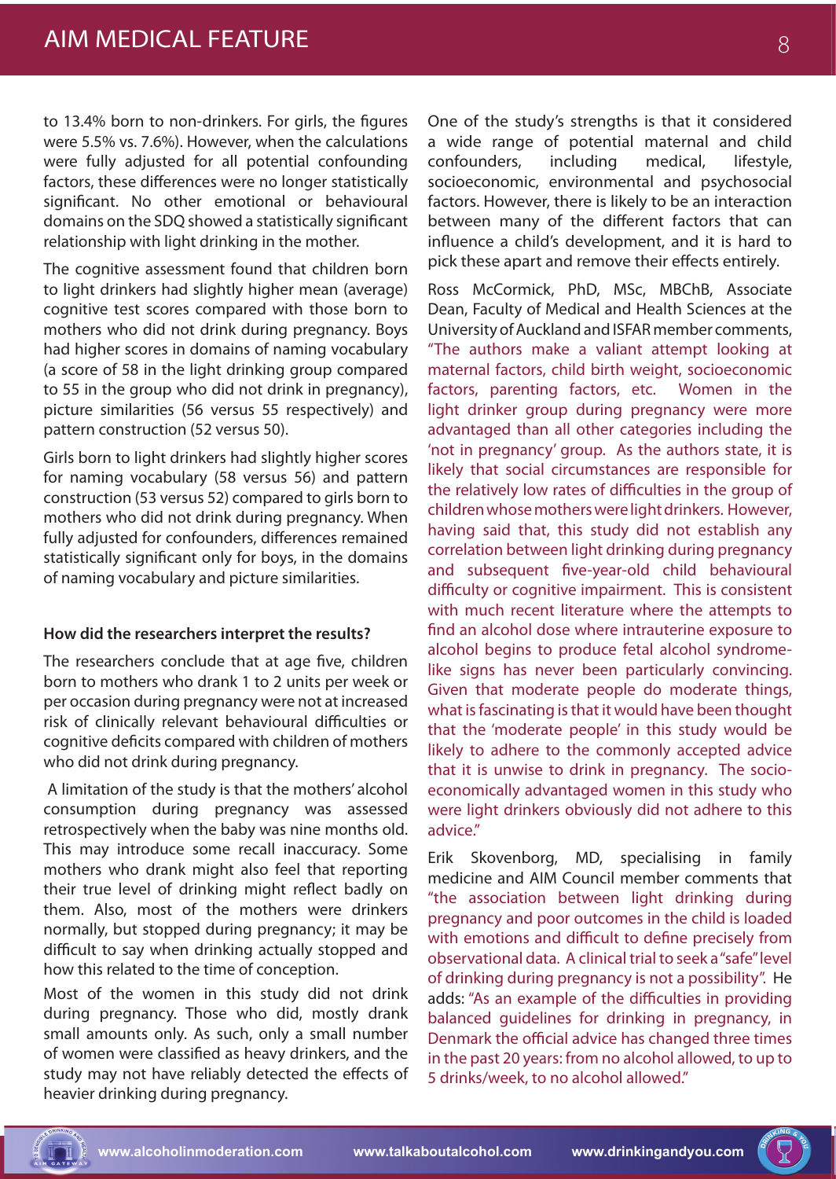to 13.4% born to non-drinkers. For girls, the figures were 5.5% vs. 7.6%). However, when the calculations were fully adjusted for all potential confounding factors, these differences were no longer statistically significant. No other emotional or behavioural domains on the SDQ showed a statistically significant relationship with light drinking in the mother.

The cognitive assessment found that children born to light drinkers had slightly higher mean (average) cognitive test scores compared with those born to mothers who did not drink during pregnancy. Boys had higher scores in domains of naming vocabulary (a score of 58 in the light drinking group compared to 55 in the group who did not drink in pregnancy), picture similarities (56 versus 55 respectively) and pattern construction (52 versus 50).

Girls born to light drinkers had slightly higher scores for naming vocabulary (58 versus 56) and pattern construction (53 versus 52) compared to girls born to mothers who did not drink during pregnancy. When fully adjusted for confounders, differences remained statistically significant only for boys, in the domains of naming vocabulary and picture similarities.

#### How did the researchers interpret the results?

The researchers conclude that at age five, children born to mothers who drank 1 to 2 units per week or per occasion during pregnancy were not at increased risk of clinically relevant behavioural difficulties or cognitive deficits compared with children of mothers who did not drink during pregnancy.

A limitation of the study is that the mothers' alcohol consumption during pregnancy was assessed retrospectively when the baby was nine months old. This may introduce some recall inaccuracy. Some mothers who drank might also feel that reporting their true level of drinking might reflect badly on them. Also, most of the mothers were drinkers normally, but stopped during pregnancy; it may be difficult to say when drinking actually stopped and how this related to the time of conception.

Most of the women in this study did not drink during pregnancy. Those who did, mostly drank small amounts only. As such, only a small number of women were classified as heavy drinkers, and the study may not have reliably detected the effects of heavier drinking during pregnancy.

One of the study's strengths is that it considered a wide range of potential maternal and child confounders, including medical, lifestyle, socioeconomic, environmental and psychosocial factors. However, there is likely to be an interaction between many of the different factors that can influence a child's development, and it is hard to pick these apart and remove their effects entirely.

Ross McCormick, PhD, MSc, MBChB, Associate Dean, Faculty of Medical and Health Sciences at the University of Auckland and ISFAR member comments, "The authors make a valiant attempt looking at maternal factors, child birth weight, socioeconomic factors, parenting factors, etc. Women in the light drinker group during pregnancy were more advantaged than all other categories including the 'not in pregnancy' group. As the authors state, it is likely that social circumstances are responsible for the relatively low rates of difficulties in the group of children whose mothers were light drinkers. However, having said that, this study did not establish any correlation between light drinking during pregnancy and subsequent five-year-old child behavioural difficulty or cognitive impairment. This is consistent with much recent literature where the attempts to find an alcohol dose where intrauterine exposure to alcohol begins to produce fetal alcohol syndrome-like signs has never been particularly convincing. Given that moderate people do moderate things, what is fascinating is that it would have been thought that the 'moderate people' in this study would be likely to adhere to the commonly accepted advice that it is unwise to drink in pregnancy. The socio-economically advantaged women in this study who were light drinkers obviously did not adhere to this advice."

Erik Skovenborg, MD, specialising in family medicine and AIM Council member comments that "the association between light drinking during pregnancy and poor outcomes in the child is loaded with emotions and difficult to define precisely from observational data. A clinical trial to seek a "safe" level of drinking during pregnancy is not a possibility". He adds: "As an example of the difficulties in providing balanced guidelines for drinking in pregnancy, in Denmark the official advice has changed three times in the past 20 years: from no alcohol allowed, to up to 5 drinks/week, to no alcohol allowed."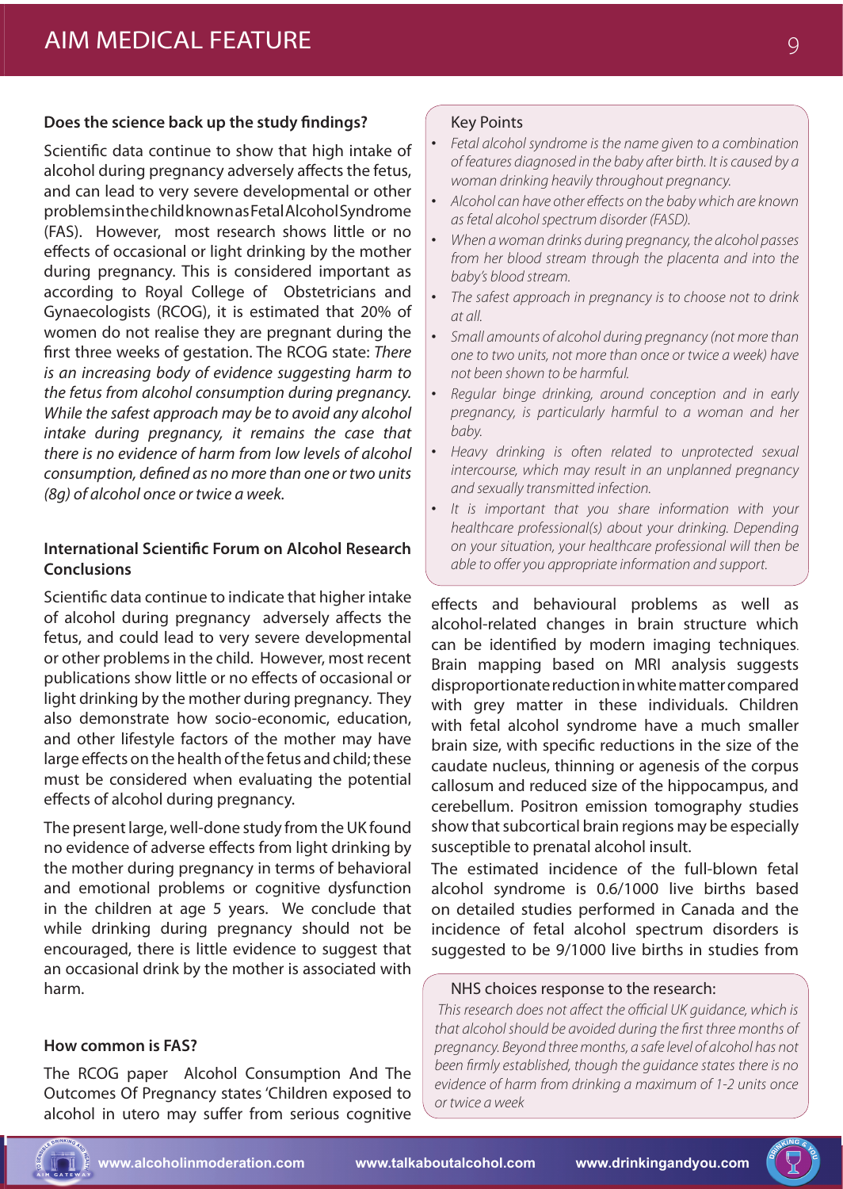## Does the science back up the study findings?

Scientific data continue to show that high intake of alcohol during pregnancy adversely affects the fetus, and can lead to very severe developmental or other problems in the child known as Fetal Alcohol Syndrome (FAS). However, most research shows little or no effects of occasional or light drinking by the mother during pregnancy. This is considered important as according to Royal College of Obstetricians and Gynaecologists (RCOG), it is estimated that 20% of women do not realise they are pregnant during the first three weeks of gestation. The RCOG state: *There is an increasing body of evidence suggesting harm to the fetus from alcohol consumption during pregnancy. While the safest approach may be to avoid any alcohol intake during pregnancy, it remains the case that there is no evidence of harm from low levels of alcohol consumption, defined as no more than one or two units (8g) of alcohol once or twice a week.*

## International Scientific Forum on Alcohol Research Conclusions

Scientific data continue to indicate that higher intake of alcohol during pregnancy adversely affects the fetus, and could lead to very severe developmental or other problems in the child. However, most recent publications show little or no effects of occasional or light drinking by the mother during pregnancy. They also demonstrate how socio-economic, education, and other lifestyle factors of the mother may have large effects on the health of the fetus and child; these must be considered when evaluating the potential effects of alcohol during pregnancy.

The present large, well-done study from the UK found no evidence of adverse effects from light drinking by the mother during pregnancy in terms of behavioral and emotional problems or cognitive dysfunction in the children at age 5 years. We conclude that while drinking during pregnancy should not be encouraged, there is little evidence to suggest that an occasional drink by the mother is associated with harm.

## How common is FAS?

The RCOG paper Alcohol Consumption And The Outcomes Of Pregnancy states 'Children exposed to alcohol in utero may suffer from serious cognitive effects and behavioural problems as well as alcohol-related changes in brain structure which can be identified by modern imaging techniques. Brain mapping based on MRI analysis suggests disproportionate reduction in white matter compared with grey matter in these individuals. Children with fetal alcohol syndrome have a much smaller brain size, with specific reductions in the size of the caudate nucleus, thinning or agenesis of the corpus callosum and reduced size of the hippocampus, and cerebellum. Positron emission tomography studies show that subcortical brain regions may be especially susceptible to prenatal alcohol insult.

The estimated incidence of the full-blown fetal alcohol syndrome is 0.6/1000 live births based on detailed studies performed in Canada and the incidence of fetal alcohol spectrum disorders is suggested to be 9/1000 live births in studies from

### Key Points

- *Fetal alcohol syndrome is the name given to a combination of features diagnosed in the baby after birth. It is caused by a woman drinking heavily throughout pregnancy.*
- *Alcohol can have other effects on the baby which are known as fetal alcohol spectrum disorder (FASD).*
- *When a woman drinks during pregnancy, the alcohol passes from her blood stream through the placenta and into the baby's blood stream.*
- *The safest approach in pregnancy is to choose not to drink at all.*
- *Small amounts of alcohol during pregnancy (not more than one to two units, not more than once or twice a week) have not been shown to be harmful.*
- *Regular binge drinking, around conception and in early pregnancy, is particularly harmful to a woman and her baby.*
- *Heavy drinking is often related to unprotected sexual intercourse, which may result in an unplanned pregnancy and sexually transmitted infection.*
- *It is important that you share information with your healthcare professional(s) about your drinking. Depending on your situation, your healthcare professional will then be able to offer you appropriate information and support.*

### NHS choices response to the research:

*This research does not affect the official UK guidance, which is that alcohol should be avoided during the first three months of pregnancy. Beyond three months, a safe level of alcohol has not been firmly established, though the guidance states there is no evidence of harm from drinking a maximum of 1-2 units once or twice a week*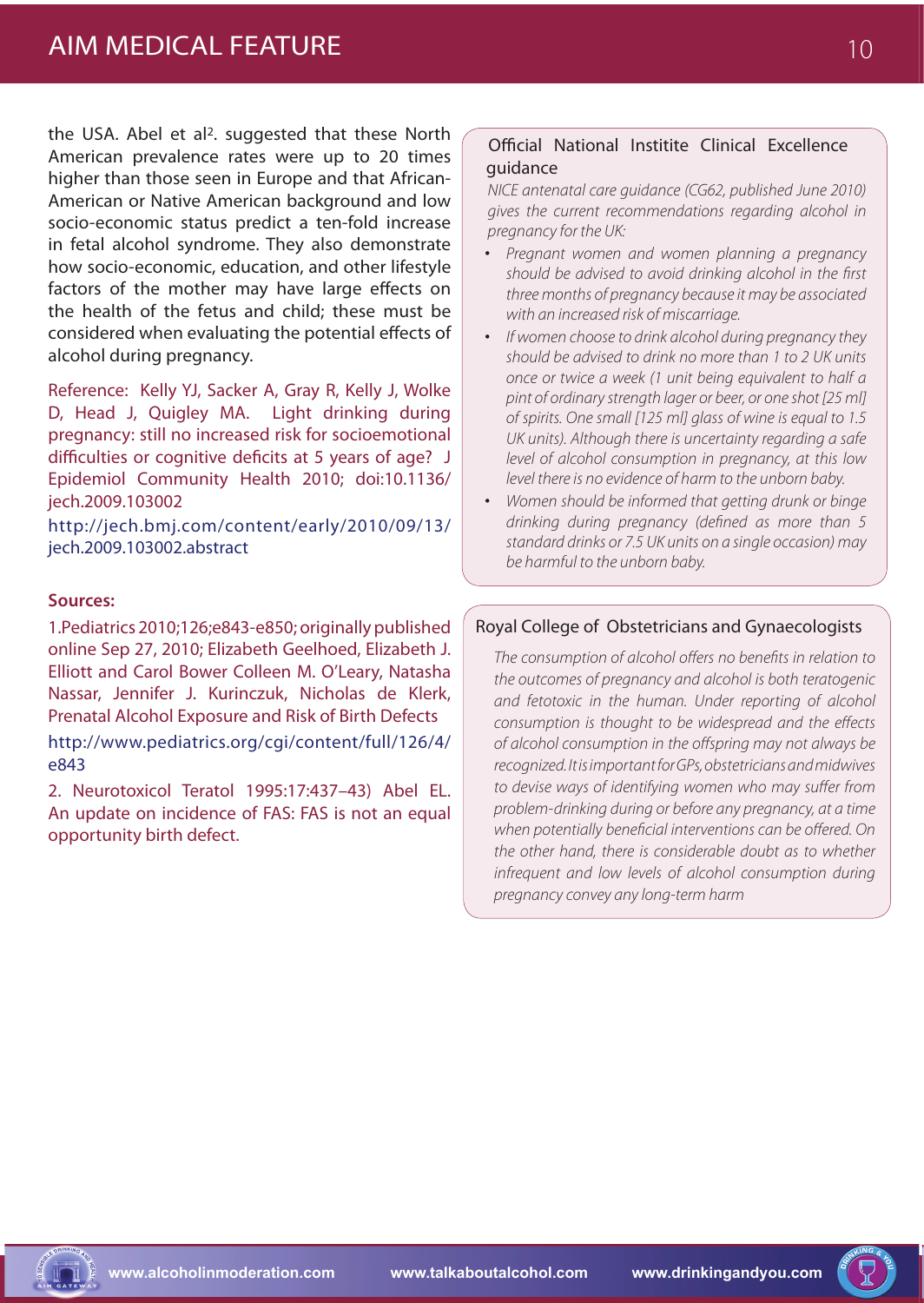the USA. Abel et al[2]. suggested that these North American prevalence rates were up to 20 times higher than those seen in Europe and that African-American or Native American background and low socio-economic status predict a ten-fold increase in fetal alcohol syndrome. They also demonstrate how socio-economic, education, and other lifestyle factors of the mother may have large effects on the health of the fetus and child; these must be considered when evaluating the potential effects of alcohol during pregnancy.

Reference: Kelly YJ, Sacker A, Gray R, Kelly J, Wolke D, Head J, Quigley MA. Light drinking during pregnancy: still no increased risk for socioemotional difficulties or cognitive deficits at 5 years of age? J Epidemiol Community Health 2010; doi:10.1136/jech.2009.103002

http://jech.bmj.com/content/early/2010/09/13/jech.2009.103002.abstract

**Sources:**

1.Pediatrics 2010;126;e843-e850; originally published online Sep 27, 2010; Elizabeth Geelhoed, Elizabeth J. Elliott and Carol Bower Colleen M. O'Leary, Natasha Nassar, Jennifer J. Kurinczuk, Nicholas de Klerk, Prenatal Alcohol Exposure and Risk of Birth Defects

http://www.pediatrics.org/cgi/content/full/126/4/e843

2. Neurotoxicol Teratol 1995:17:437–43) Abel EL. An update on incidence of FAS: FAS is not an equal opportunity birth defect.

## Official National Institite Clinical Excellence guidance

*NICE antenatal care guidance (CG62, published June 2010) gives the current recommendations regarding alcohol in pregnancy for the UK:*

- *Pregnant women and women planning a pregnancy should be advised to avoid drinking alcohol in the first three months of pregnancy because it may be associated with an increased risk of miscarriage.*
- *If women choose to drink alcohol during pregnancy they should be advised to drink no more than 1 to 2 UK units once or twice a week (1 unit being equivalent to half a pint of ordinary strength lager or beer, or one shot [25 ml] of spirits. One small [125 ml] glass of wine is equal to 1.5 UK units). Although there is uncertainty regarding a safe level of alcohol consumption in pregnancy, at this low level there is no evidence of harm to the unborn baby.*
- *Women should be informed that getting drunk or binge drinking during pregnancy (defined as more than 5 standard drinks or 7.5 UK units on a single occasion) may be harmful to the unborn baby.*

## Royal College of Obstetricians and Gynaecologists

*The consumption of alcohol offers no benefits in relation to the outcomes of pregnancy and alcohol is both teratogenic and fetotoxic in the human. Under reporting of alcohol consumption is thought to be widespread and the effects of alcohol consumption in the offspring may not always be recognized. It is important for GPs, obstetricians and midwives to devise ways of identifying women who may suffer from problem-drinking during or before any pregnancy, at a time when potentially beneficial interventions can be offered. On the other hand, there is considerable doubt as to whether infrequent and low levels of alcohol consumption during pregnancy convey any long-term harm*